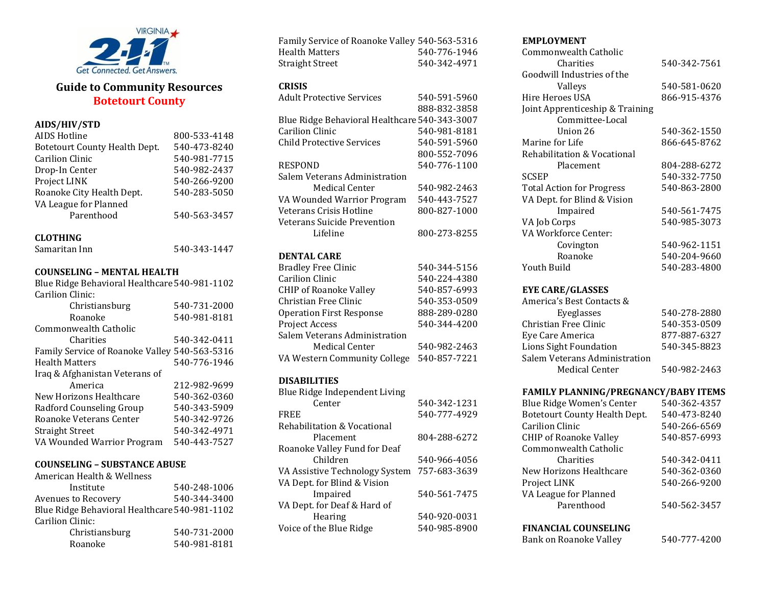VIRGINIA 2-1-1 Get Connected. Get Answers.

# Guide to Community Resources
## Botetourt County

### AIDS/HIV/STD

| | |
|---|---|
| AIDS Hotline | 800-533-4148 |
| Botetourt County Health Dept. | 540-473-8240 |
| Carilion Clinic | 540-981-7715 |
| Drop-In Center | 540-982-2437 |
| Project LINK | 540-266-9200 |
| Roanoke City Health Dept. | 540-283-5050 |
| VA League for Planned Parenthood | 540-563-3457 |

### CLOTHING

| | |
|---|---|
| Samaritan Inn | 540-343-1447 |

### COUNSELING – MENTAL HEALTH

| | |
|---|---|
| Blue Ridge Behavioral Healthcare | 540-981-1102 |
| Carilion Clinic: | |
| Christiansburg | 540-731-2000 |
| Roanoke | 540-981-8181 |
| Commonwealth Catholic Charities | 540-342-0411 |
| Family Service of Roanoke Valley | 540-563-5316 |
| Health Matters | 540-776-1946 |
| Iraq & Afghanistan Veterans of America | 212-982-9699 |
| New Horizons Healthcare | 540-362-0360 |
| Radford Counseling Group | 540-343-5909 |
| Roanoke Veterans Center | 540-342-9726 |
| Straight Street | 540-342-4971 |
| VA Wounded Warrior Program | 540-443-7527 |

### COUNSELING – SUBSTANCE ABUSE

| | |
|---|---|
| American Health & Wellness Institute | 540-248-1006 |
| Avenues to Recovery | 540-344-3400 |
| Blue Ridge Behavioral Healthcare | 540-981-1102 |
| Carilion Clinic: | |
| Christiansburg | 540-731-2000 |
| Roanoke | 540-981-8181 |
| Family Service of Roanoke Valley | 540-563-5316 |
| Health Matters | 540-776-1946 |
| Straight Street | 540-342-4971 |

### CRISIS

| | |
|---|---|
| Adult Protective Services | 540-591-5960 |
| | 888-832-3858 |
| Blue Ridge Behavioral Healthcare | 540-343-3007 |
| Carilion Clinic | 540-981-8181 |
| Child Protective Services | 540-591-5960 |
| | 800-552-7096 |
| RESPOND | 540-776-1100 |
| Salem Veterans Administration Medical Center | 540-982-2463 |
| VA Wounded Warrior Program | 540-443-7527 |
| Veterans Crisis Hotline | 800-827-1000 |
| Veterans Suicide Prevention Lifeline | 800-273-8255 |

### DENTAL CARE

| | |
|---|---|
| Bradley Free Clinic | 540-344-5156 |
| Carilion Clinic | 540-224-4380 |
| CHIP of Roanoke Valley | 540-857-6993 |
| Christian Free Clinic | 540-353-0509 |
| Operation First Response | 888-289-0280 |
| Project Access | 540-344-4200 |
| Salem Veterans Administration Medical Center | 540-982-2463 |
| VA Western Community College | 540-857-7221 |

### DISABILITIES

| | |
|---|---|
| Blue Ridge Independent Living Center | 540-342-1231 |
| FREE | 540-777-4929 |
| Rehabilitation & Vocational Placement | 804-288-6272 |
| Roanoke Valley Fund for Deaf Children | 540-966-4056 |
| VA Assistive Technology System | 757-683-3639 |
| VA Dept. for Blind & Vision Impaired | 540-561-7475 |
| VA Dept. for Deaf & Hard of Hearing | 540-920-0031 |
| Voice of the Blue Ridge | 540-985-8900 |

### EMPLOYMENT

| | |
|---|---|
| Commonwealth Catholic Charities | 540-342-7561 |
| Goodwill Industries of the Valleys | 540-581-0620 |
| Hire Heroes USA | 866-915-4376 |
| Joint Apprenticeship & Training Committee-Local Union 26 | 540-362-1550 |
| Marine for Life | 866-645-8762 |
| Rehabilitation & Vocational Placement | 804-288-6272 |
| SCSEP | 540-332-7750 |
| Total Action for Progress | 540-863-2800 |
| VA Dept. for Blind & Vision Impaired | 540-561-7475 |
| VA Job Corps | 540-985-3073 |
| VA Workforce Center: | |
| Covington | 540-962-1151 |
| Roanoke | 540-204-9660 |
| Youth Build | 540-283-4800 |

### EYE CARE/GLASSES

| | |
|---|---|
| America's Best Contacts & Eyeglasses | 540-278-2880 |
| Christian Free Clinic | 540-353-0509 |
| Eye Care America | 877-887-6327 |
| Lions Sight Foundation | 540-345-8823 |
| Salem Veterans Administration Medical Center | 540-982-2463 |

### FAMILY PLANNING/PREGNANCY/BABY ITEMS

| | |
|---|---|
| Blue Ridge Women's Center | 540-362-4357 |
| Botetourt County Health Dept. | 540-473-8240 |
| Carilion Clinic | 540-266-6569 |
| CHIP of Roanoke Valley | 540-857-6993 |
| Commonwealth Catholic Charities | 540-342-0411 |
| New Horizons Healthcare | 540-362-0360 |
| Project LINK | 540-266-9200 |
| VA League for Planned Parenthood | 540-562-3457 |

### FINANCIAL COUNSELING

| | |
|---|---|
| Bank on Roanoke Valley | 540-777-4200 |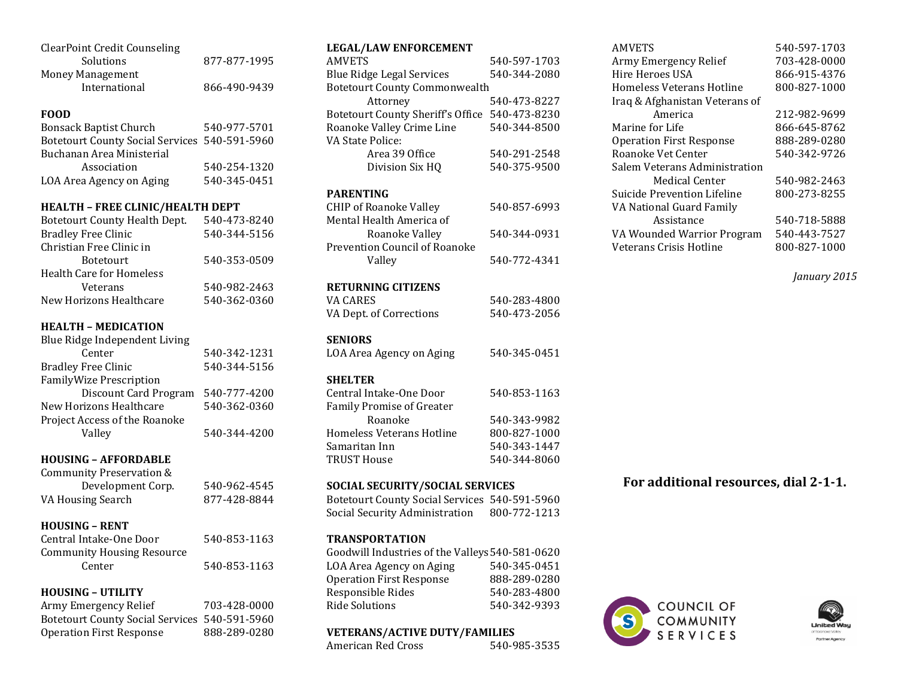| | |
|---|---|
| ClearPoint Credit Counseling Solutions | 877-877-1995 |
| Money Management International | 866-490-9439 |

**FOOD**

| | |
|---|---|
| Bonsack Baptist Church | 540-977-5701 |
| Botetourt County Social Services | 540-591-5960 |
| Buchanan Area Ministerial Association | 540-254-1320 |
| LOA Area Agency on Aging | 540-345-0451 |

**HEALTH – FREE CLINIC/HEALTH DEPT**

| | |
|---|---|
| Botetourt County Health Dept. | 540-473-8240 |
| Bradley Free Clinic | 540-344-5156 |
| Christian Free Clinic in Botetourt | 540-353-0509 |
| Health Care for Homeless Veterans | 540-982-2463 |
| New Horizons Healthcare | 540-362-0360 |

**HEALTH – MEDICATION**

| | |
|---|---|
| Blue Ridge Independent Living Center | 540-342-1231 |
| Bradley Free Clinic | 540-344-5156 |
| FamilyWize Prescription Discount Card Program | 540-777-4200 |
| New Horizons Healthcare | 540-362-0360 |
| Project Access of the Roanoke Valley | 540-344-4200 |

**HOUSING – AFFORDABLE**

| | |
|---|---|
| Community Preservation & Development Corp. | 540-962-4545 |
| VA Housing Search | 877-428-8844 |

**HOUSING – RENT**

| | |
|---|---|
| Central Intake-One Door | 540-853-1163 |
| Community Housing Resource Center | 540-853-1163 |

**HOUSING – UTILITY**

| | |
|---|---|
| Army Emergency Relief | 703-428-0000 |
| Botetourt County Social Services | 540-591-5960 |
| Operation First Response | 888-289-0280 |

**LEGAL/LAW ENFORCEMENT**

| | |
|---|---|
| AMVETS | 540-597-1703 |
| Blue Ridge Legal Services | 540-344-2080 |
| Botetourt County Commonwealth Attorney | 540-473-8227 |
| Botetourt County Sheriff's Office | 540-473-8230 |
| Roanoke Valley Crime Line | 540-344-8500 |
| VA State Police: | |
| Area 39 Office | 540-291-2548 |
| Division Six HQ | 540-375-9500 |

**PARENTING**

| | |
|---|---|
| CHIP of Roanoke Valley | 540-857-6993 |
| Mental Health America of Roanoke Valley | 540-344-0931 |
| Prevention Council of Roanoke Valley | 540-772-4341 |

**RETURNING CITIZENS**

| | |
|---|---|
| VA CARES | 540-283-4800 |
| VA Dept. of Corrections | 540-473-2056 |

**SENIORS**

| | |
|---|---|
| LOA Area Agency on Aging | 540-345-0451 |

**SHELTER**

| | |
|---|---|
| Central Intake-One Door | 540-853-1163 |
| Family Promise of Greater Roanoke | 540-343-9982 |
| Homeless Veterans Hotline | 800-827-1000 |
| Samaritan Inn | 540-343-1447 |
| TRUST House | 540-344-8060 |

**SOCIAL SECURITY/SOCIAL SERVICES**

| | |
|---|---|
| Botetourt County Social Services | 540-591-5960 |
| Social Security Administration | 800-772-1213 |

**TRANSPORTATION**

| | |
|---|---|
| Goodwill Industries of the Valleys | 540-581-0620 |
| LOA Area Agency on Aging | 540-345-0451 |
| Operation First Response | 888-289-0280 |
| Responsible Rides | 540-283-4800 |
| Ride Solutions | 540-342-9393 |

**VETERANS/ACTIVE DUTY/FAMILIES**

| | |
|---|---|
| American Red Cross | 540-985-3535 |
| AMVETS | 540-597-1703 |
| Army Emergency Relief | 703-428-0000 |
| Hire Heroes USA | 866-915-4376 |
| Homeless Veterans Hotline | 800-827-1000 |
| Iraq & Afghanistan Veterans of America | 212-982-9699 |
| Marine for Life | 866-645-8762 |
| Operation First Response | 888-289-0280 |
| Roanoke Vet Center | 540-342-9726 |
| Salem Veterans Administration Medical Center | 540-982-2463 |
| Suicide Prevention Lifeline | 800-273-8255 |
| VA National Guard Family Assistance | 540-718-5888 |
| VA Wounded Warrior Program | 540-443-7527 |
| Veterans Crisis Hotline | 800-827-1000 |

*January 2015*

**For additional resources, dial 2-1-1.**

COUNCIL OF COMMUNITY SERVICES

United Way of Roanoke Valley Partner Agency